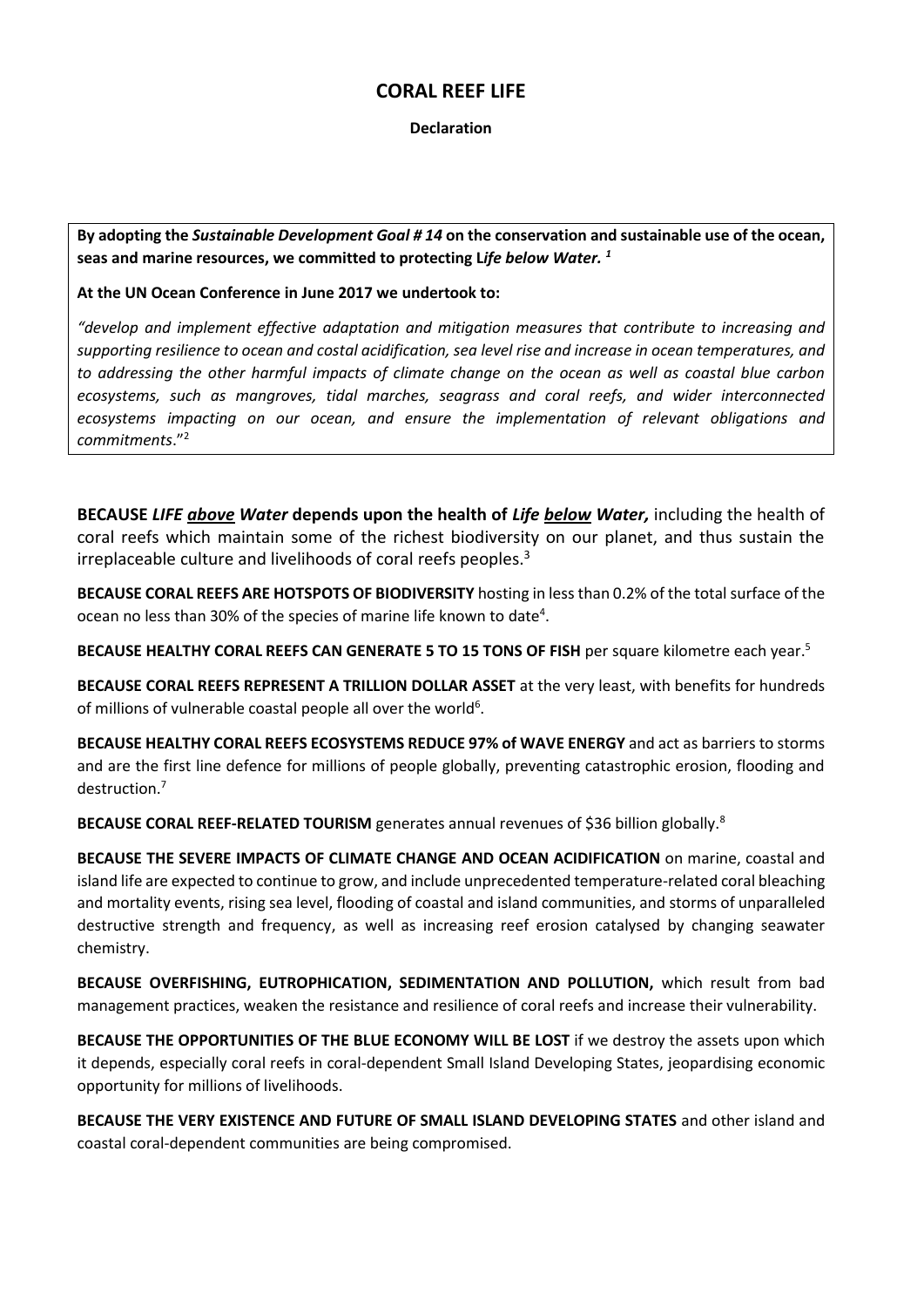# CORAL REEF LIFE

**Declaration**

**By adopting the *Sustainable Development Goal # 14* on the conservation and sustainable use of the ocean, seas and marine resources, we committed to protecting L*ife below Water.* [1]**

**At the UN Ocean Conference in June 2017 we undertook to:**

*"develop and implement effective adaptation and mitigation measures that contribute to increasing and supporting resilience to ocean and costal acidification, sea level rise and increase in ocean temperatures, and to addressing the other harmful impacts of climate change on the ocean as well as coastal blue carbon ecosystems, such as mangroves, tidal marches, seagrass and coral reefs, and wider interconnected ecosystems impacting on our ocean, and ensure the implementation of relevant obligations and commitments*."[2]

**BECAUSE *LIFE above Water* depends upon the health of *Life below Water,*** including the health of coral reefs which maintain some of the richest biodiversity on our planet, and thus sustain the irreplaceable culture and livelihoods of coral reefs peoples.[3]

**BECAUSE CORAL REEFS ARE HOTSPOTS OF BIODIVERSITY** hosting in less than 0.2% of the total surface of the ocean no less than 30% of the species of marine life known to date[4].

**BECAUSE HEALTHY CORAL REEFS CAN GENERATE 5 TO 15 TONS OF FISH** per square kilometre each year.[5]

**BECAUSE CORAL REEFS REPRESENT A TRILLION DOLLAR ASSET** at the very least, with benefits for hundreds of millions of vulnerable coastal people all over the world[6].

**BECAUSE HEALTHY CORAL REEFS ECOSYSTEMS REDUCE 97% of WAVE ENERGY** and act as barriers to storms and are the first line defence for millions of people globally, preventing catastrophic erosion, flooding and destruction.[7]

**BECAUSE CORAL REEF-RELATED TOURISM** generates annual revenues of $36 billion globally.[8]

**BECAUSE THE SEVERE IMPACTS OF CLIMATE CHANGE AND OCEAN ACIDIFICATION** on marine, coastal and island life are expected to continue to grow, and include unprecedented temperature-related coral bleaching and mortality events, rising sea level, flooding of coastal and island communities, and storms of unparalleled destructive strength and frequency, as well as increasing reef erosion catalysed by changing seawater chemistry.

**BECAUSE OVERFISHING, EUTROPHICATION, SEDIMENTATION AND POLLUTION,** which result from bad management practices, weaken the resistance and resilience of coral reefs and increase their vulnerability.

**BECAUSE THE OPPORTUNITIES OF THE BLUE ECONOMY WILL BE LOST** if we destroy the assets upon which it depends, especially coral reefs in coral-dependent Small Island Developing States, jeopardising economic opportunity for millions of livelihoods.

**BECAUSE THE VERY EXISTENCE AND FUTURE OF SMALL ISLAND DEVELOPING STATES** and other island and coastal coral-dependent communities are being compromised.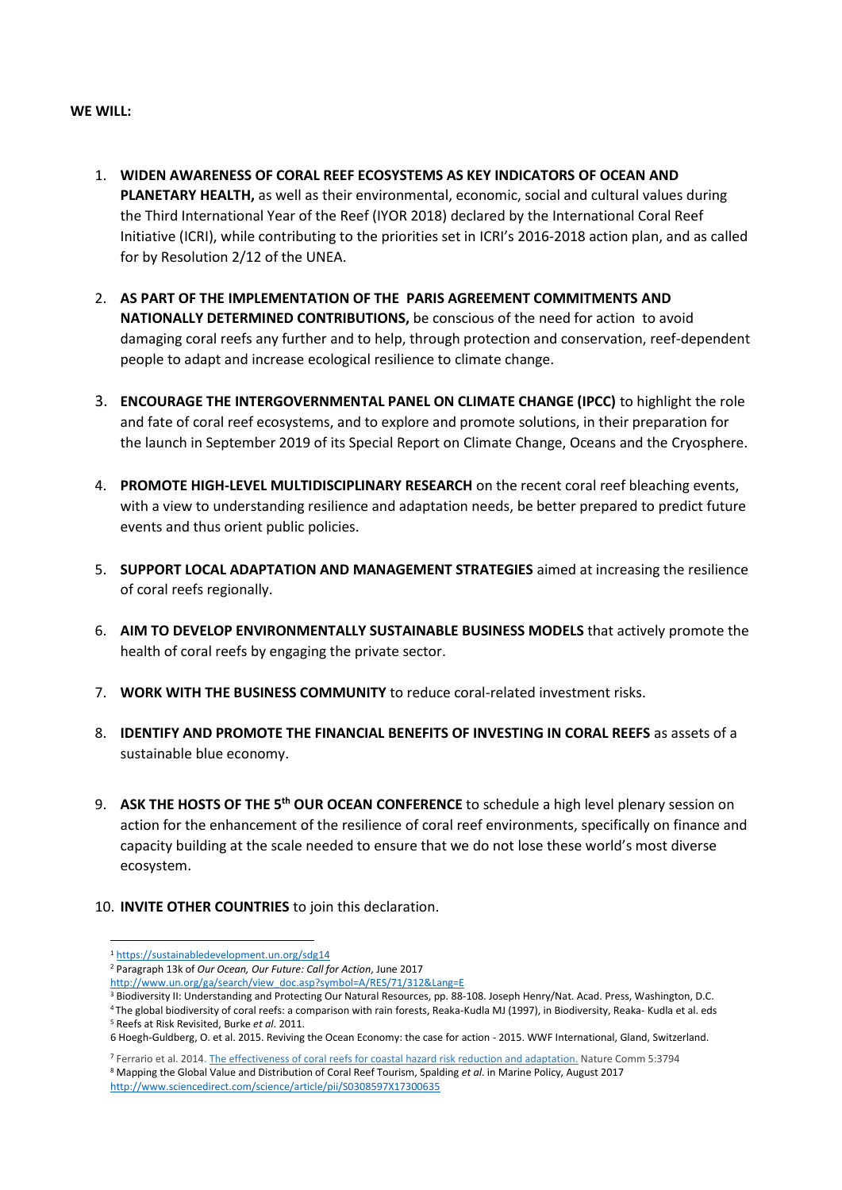**WE WILL:**

1. **WIDEN AWARENESS OF CORAL REEF ECOSYSTEMS AS KEY INDICATORS OF OCEAN AND PLANETARY HEALTH,** as well as their environmental, economic, social and cultural values during the Third International Year of the Reef (IYOR 2018) declared by the International Coral Reef Initiative (ICRI), while contributing to the priorities set in ICRI's 2016-2018 action plan, and as called for by Resolution 2/12 of the UNEA.

2. **AS PART OF THE IMPLEMENTATION OF THE PARIS AGREEMENT COMMITMENTS AND NATIONALLY DETERMINED CONTRIBUTIONS,** be conscious of the need for action to avoid damaging coral reefs any further and to help, through protection and conservation, reef-dependent people to adapt and increase ecological resilience to climate change.

3. **ENCOURAGE THE INTERGOVERNMENTAL PANEL ON CLIMATE CHANGE (IPCC)** to highlight the role and fate of coral reef ecosystems, and to explore and promote solutions, in their preparation for the launch in September 2019 of its Special Report on Climate Change, Oceans and the Cryosphere.

4. **PROMOTE HIGH-LEVEL MULTIDISCIPLINARY RESEARCH** on the recent coral reef bleaching events, with a view to understanding resilience and adaptation needs, be better prepared to predict future events and thus orient public policies.

5. **SUPPORT LOCAL ADAPTATION AND MANAGEMENT STRATEGIES** aimed at increasing the resilience of coral reefs regionally.

6. **AIM TO DEVELOP ENVIRONMENTALLY SUSTAINABLE BUSINESS MODELS** that actively promote the health of coral reefs by engaging the private sector.

7. **WORK WITH THE BUSINESS COMMUNITY** to reduce coral-related investment risks.

8. **IDENTIFY AND PROMOTE THE FINANCIAL BENEFITS OF INVESTING IN CORAL REEFS** as assets of a sustainable blue economy.

9. **ASK THE HOSTS OF THE 5th OUR OCEAN CONFERENCE** to schedule a high level plenary session on action for the enhancement of the resilience of coral reef environments, specifically on finance and capacity building at the scale needed to ensure that we do not lose these world's most diverse ecosystem.

10. **INVITE OTHER COUNTRIES** to join this declaration.

---

[1] https://sustainabledevelopment.un.org/sdg14

[2] Paragraph 13k of *Our Ocean, Our Future: Call for Action*, June 2017 http://www.un.org/ga/search/view_doc.asp?symbol=A/RES/71/312&Lang=E

[3] Biodiversity II: Understanding and Protecting Our Natural Resources, pp. 88-108. Joseph Henry/Nat. Acad. Press, Washington, D.C.

[4] The global biodiversity of coral reefs: a comparison with rain forests, Reaka-Kudla MJ (1997), in Biodiversity, Reaka- Kudla et al. eds

[5] Reefs at Risk Revisited, Burke *et al*. 2011.

[6] Hoegh-Guldberg, O. et al. 2015. Reviving the Ocean Economy: the case for action - 2015. WWF International, Gland, Switzerland.

[7] Ferrario et al. 2014. The effectiveness of coral reefs for coastal hazard risk reduction and adaptation. Nature Comm 5:3794

[8] Mapping the Global Value and Distribution of Coral Reef Tourism, Spalding *et al*. in Marine Policy, August 2017 http://www.sciencedirect.com/science/article/pii/S0308597X17300635